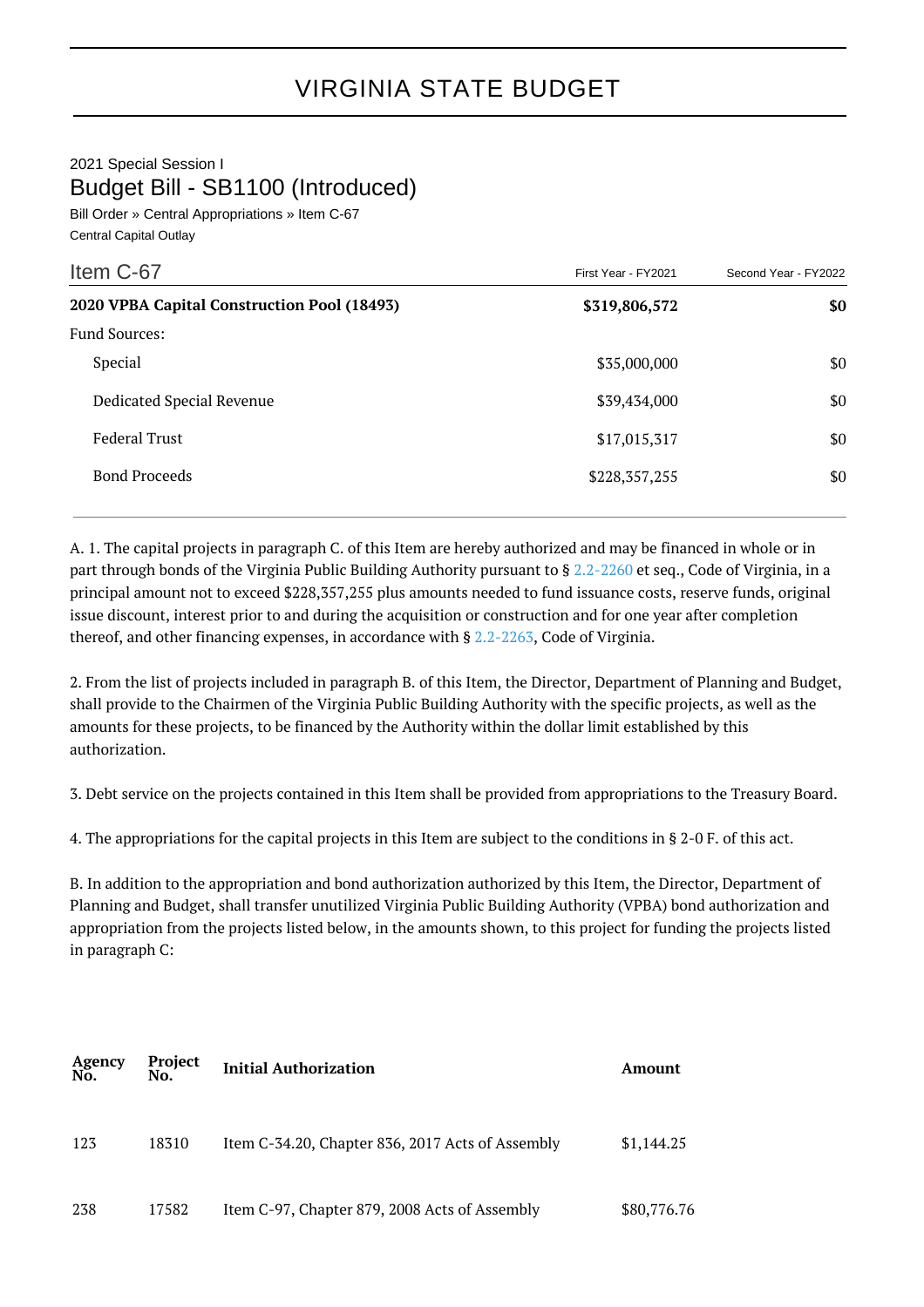# VIRGINIA STATE BUDGET

2021 Special Session I

## Budget Bill - SB1100 (Introduced)

Bill Order » Central Appropriations » Item C-67

Central Capital Outlay

| Item C-67 | First Year - FY2021 | Second Year - FY2022 |
|---|---|---|
| **2020 VPBA Capital Construction Pool (18493)** | **$319,806,572** | **$0** |
| Fund Sources: | | |
| Special | $35,000,000 | $0 |
| Dedicated Special Revenue | $39,434,000 | $0 |
| Federal Trust | $17,015,317 | $0 |
| Bond Proceeds | $228,357,255 | $0 |

A. 1. The capital projects in paragraph C. of this Item are hereby authorized and may be financed in whole or in part through bonds of the Virginia Public Building Authority pursuant to § 2.2-2260 et seq., Code of Virginia, in a principal amount not to exceed $228,357,255 plus amounts needed to fund issuance costs, reserve funds, original issue discount, interest prior to and during the acquisition or construction and for one year after completion thereof, and other financing expenses, in accordance with § 2.2-2263, Code of Virginia.

2. From the list of projects included in paragraph B. of this Item, the Director, Department of Planning and Budget, shall provide to the Chairmen of the Virginia Public Building Authority with the specific projects, as well as the amounts for these projects, to be financed by the Authority within the dollar limit established by this authorization.

3. Debt service on the projects contained in this Item shall be provided from appropriations to the Treasury Board.

4. The appropriations for the capital projects in this Item are subject to the conditions in § 2-0 F. of this act.

B. In addition to the appropriation and bond authorization authorized by this Item, the Director, Department of Planning and Budget, shall transfer unutilized Virginia Public Building Authority (VPBA) bond authorization and appropriation from the projects listed below, in the amounts shown, to this project for funding the projects listed in paragraph C:

| Agency No. | Project No. | Initial Authorization | Amount |
|---|---|---|---|
| 123 | 18310 | Item C-34.20, Chapter 836, 2017 Acts of Assembly | $1,144.25 |
| 238 | 17582 | Item C-97, Chapter 879, 2008 Acts of Assembly | $80,776.76 |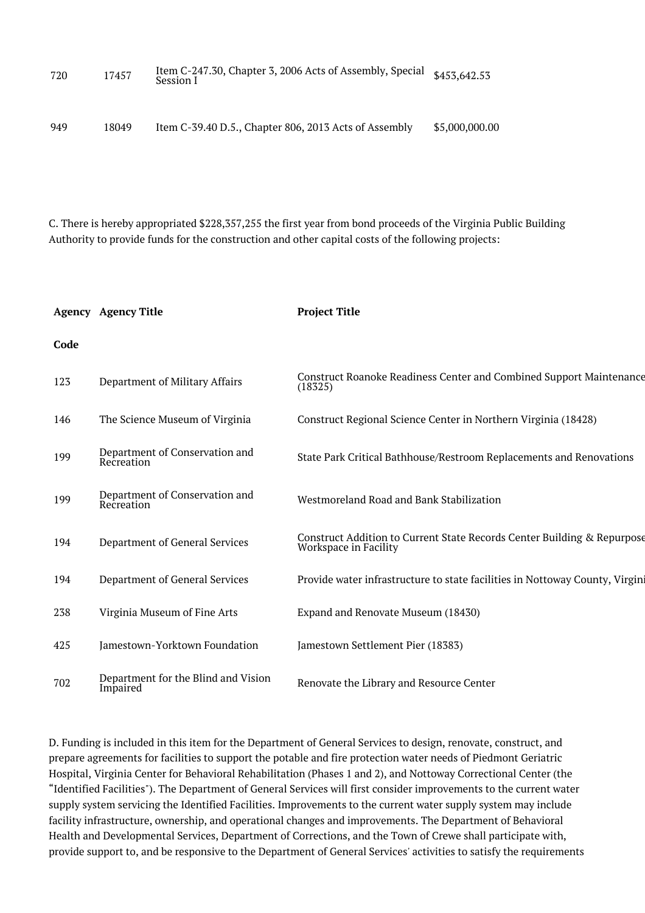| | | | |
|---|---|---|---|
| 720 | 17457 | Item C-247.30, Chapter 3, 2006 Acts of Assembly, Special Session I | $453,642.53 |
| 949 | 18049 | Item C-39.40 D.5., Chapter 806, 2013 Acts of Assembly | $5,000,000.00 |

C. There is hereby appropriated $228,357,255 the first year from bond proceeds of the Virginia Public Building Authority to provide funds for the construction and other capital costs of the following projects:

| Agency Code | Agency Title | Project Title |
|---|---|---|
| 123 | Department of Military Affairs | Construct Roanoke Readiness Center and Combined Support Maintenance (18325) |
| 146 | The Science Museum of Virginia | Construct Regional Science Center in Northern Virginia (18428) |
| 199 | Department of Conservation and Recreation | State Park Critical Bathhouse/Restroom Replacements and Renovations |
| 199 | Department of Conservation and Recreation | Westmoreland Road and Bank Stabilization |
| 194 | Department of General Services | Construct Addition to Current State Records Center Building & Repurpose Workspace in Facility |
| 194 | Department of General Services | Provide water infrastructure to state facilities in Nottoway County, Virgini |
| 238 | Virginia Museum of Fine Arts | Expand and Renovate Museum (18430) |
| 425 | Jamestown-Yorktown Foundation | Jamestown Settlement Pier (18383) |
| 702 | Department for the Blind and Vision Impaired | Renovate the Library and Resource Center |

D. Funding is included in this item for the Department of General Services to design, renovate, construct, and prepare agreements for facilities to support the potable and fire protection water needs of Piedmont Geriatric Hospital, Virginia Center for Behavioral Rehabilitation (Phases 1 and 2), and Nottoway Correctional Center (the "Identified Facilities"). The Department of General Services will first consider improvements to the current water supply system servicing the Identified Facilities. Improvements to the current water supply system may include facility infrastructure, ownership, and operational changes and improvements. The Department of Behavioral Health and Developmental Services, Department of Corrections, and the Town of Crewe shall participate with, provide support to, and be responsive to the Department of General Services' activities to satisfy the requirements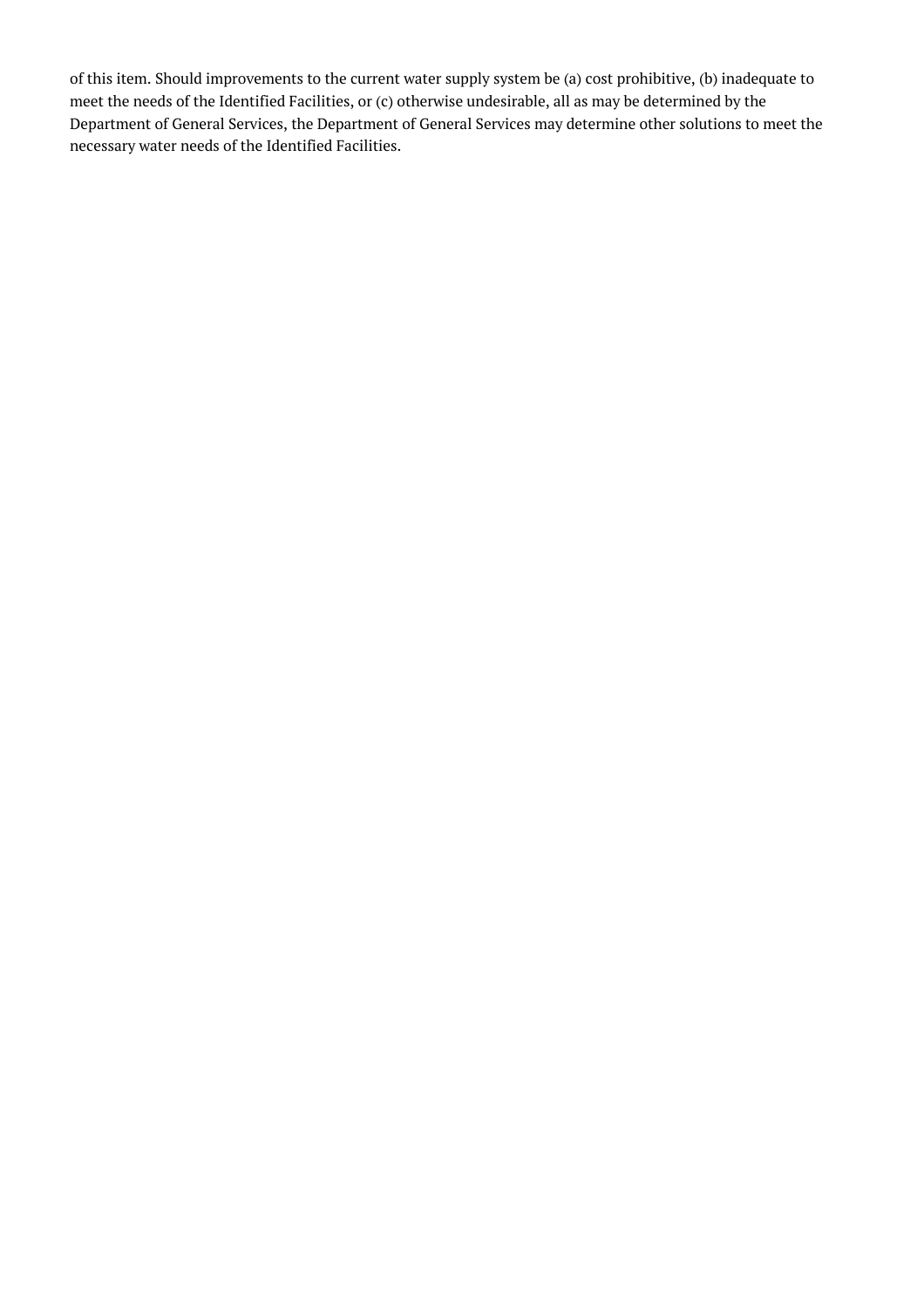of this item. Should improvements to the current water supply system be (a) cost prohibitive, (b) inadequate to meet the needs of the Identified Facilities, or (c) otherwise undesirable, all as may be determined by the Department of General Services, the Department of General Services may determine other solutions to meet the necessary water needs of the Identified Facilities.